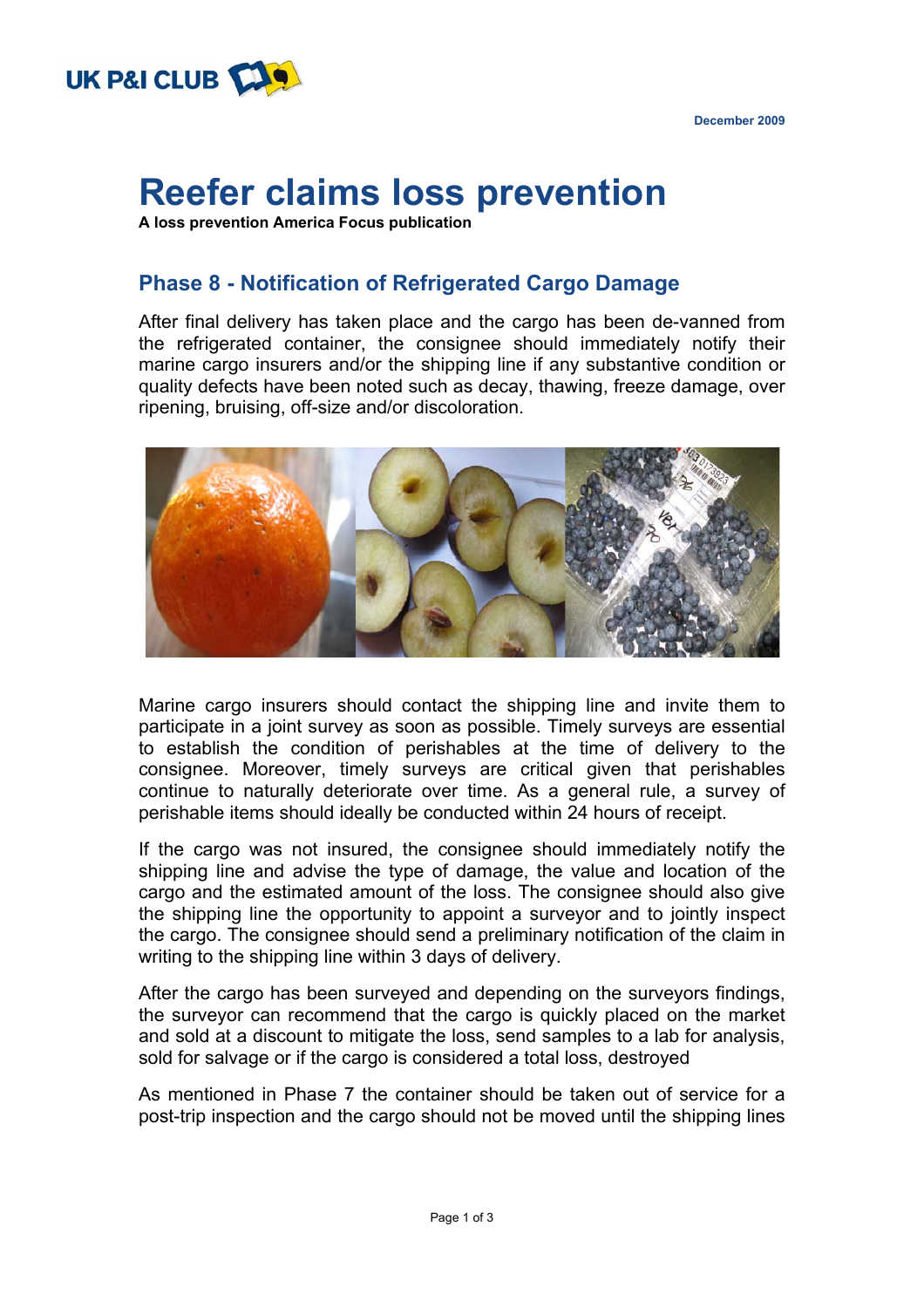UK P&I CLUB

December 2009

# Reefer claims loss prevention

**A loss prevention America Focus publication**

## Phase 8 - Notification of Refrigerated Cargo Damage

After final delivery has taken place and the cargo has been de-vanned from the refrigerated container, the consignee should immediately notify their marine cargo insurers and/or the shipping line if any substantive condition or quality defects have been noted such as decay, thawing, freeze damage, over ripening, bruising, off-size and/or discoloration.

Marine cargo insurers should contact the shipping line and invite them to participate in a joint survey as soon as possible. Timely surveys are essential to establish the condition of perishables at the time of delivery to the consignee. Moreover, timely surveys are critical given that perishables continue to naturally deteriorate over time. As a general rule, a survey of perishable items should ideally be conducted within 24 hours of receipt.

If the cargo was not insured, the consignee should immediately notify the shipping line and advise the type of damage, the value and location of the cargo and the estimated amount of the loss. The consignee should also give the shipping line the opportunity to appoint a surveyor and to jointly inspect the cargo. The consignee should send a preliminary notification of the claim in writing to the shipping line within 3 days of delivery.

After the cargo has been surveyed and depending on the surveyors findings, the surveyor can recommend that the cargo is quickly placed on the market and sold at a discount to mitigate the loss, send samples to a lab for analysis, sold for salvage or if the cargo is considered a total loss, destroyed

As mentioned in Phase 7 the container should be taken out of service for a post-trip inspection and the cargo should not be moved until the shipping lines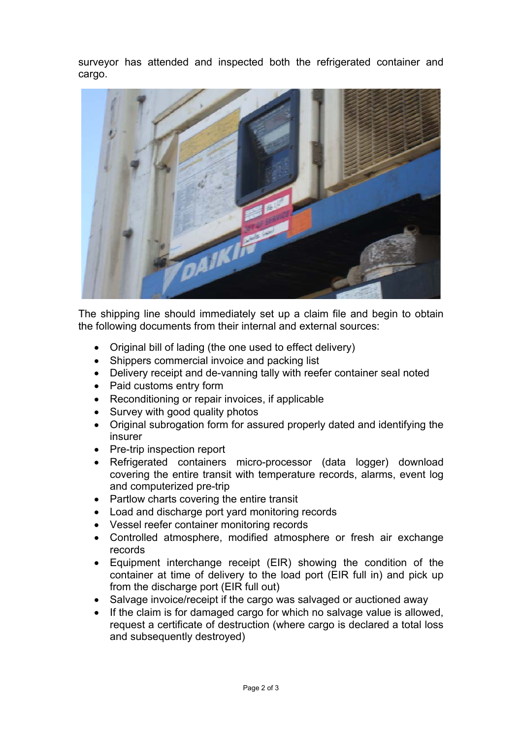surveyor has attended and inspected both the refrigerated container and cargo.

The shipping line should immediately set up a claim file and begin to obtain the following documents from their internal and external sources:

- Original bill of lading (the one used to effect delivery)
- Shippers commercial invoice and packing list
- Delivery receipt and de-vanning tally with reefer container seal noted
- Paid customs entry form
- Reconditioning or repair invoices, if applicable
- Survey with good quality photos
- Original subrogation form for assured properly dated and identifying the insurer
- Pre-trip inspection report
- Refrigerated containers micro-processor (data logger) download covering the entire transit with temperature records, alarms, event log and computerized pre-trip
- Partlow charts covering the entire transit
- Load and discharge port yard monitoring records
- Vessel reefer container monitoring records
- Controlled atmosphere, modified atmosphere or fresh air exchange records
- Equipment interchange receipt (EIR) showing the condition of the container at time of delivery to the load port (EIR full in) and pick up from the discharge port (EIR full out)
- Salvage invoice/receipt if the cargo was salvaged or auctioned away
- If the claim is for damaged cargo for which no salvage value is allowed, request a certificate of destruction (where cargo is declared a total loss and subsequently destroyed)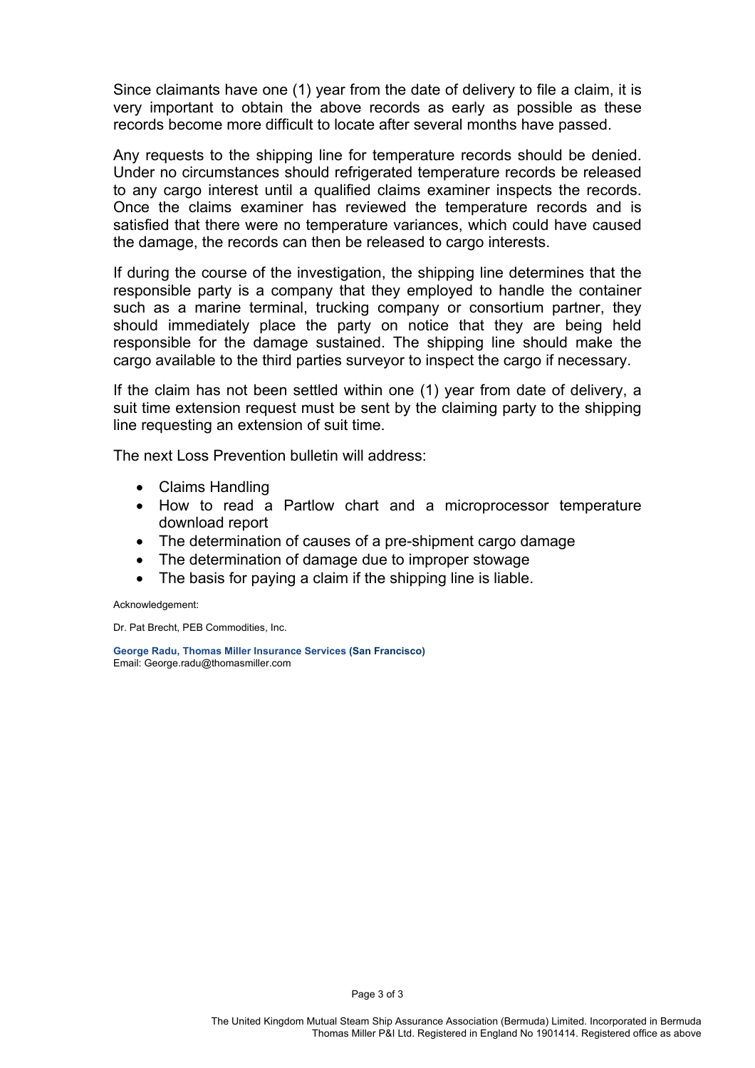Since claimants have one (1) year from the date of delivery to file a claim, it is very important to obtain the above records as early as possible as these records become more difficult to locate after several months have passed.

Any requests to the shipping line for temperature records should be denied. Under no circumstances should refrigerated temperature records be released to any cargo interest until a qualified claims examiner inspects the records. Once the claims examiner has reviewed the temperature records and is satisfied that there were no temperature variances, which could have caused the damage, the records can then be released to cargo interests.

If during the course of the investigation, the shipping line determines that the responsible party is a company that they employed to handle the container such as a marine terminal, trucking company or consortium partner, they should immediately place the party on notice that they are being held responsible for the damage sustained. The shipping line should make the cargo available to the third parties surveyor to inspect the cargo if necessary.

If the claim has not been settled within one (1) year from date of delivery, a suit time extension request must be sent by the claiming party to the shipping line requesting an extension of suit time.

The next Loss Prevention bulletin will address:

- Claims Handling
- How to read a Partlow chart and a microprocessor temperature download report
- The determination of causes of a pre-shipment cargo damage
- The determination of damage due to improper stowage
- The basis for paying a claim if the shipping line is liable.

Acknowledgement:

Dr. Pat Brecht, PEB Commodities, Inc.

**George Radu, Thomas Miller Insurance Services (San Francisco)**
Email: George.radu@thomasmiller.com

The United Kingdom Mutual Steam Ship Assurance Association (Bermuda) Limited. Incorporated in Bermuda
Thomas Miller P&I Ltd. Registered in England No 1901414. Registered office as above